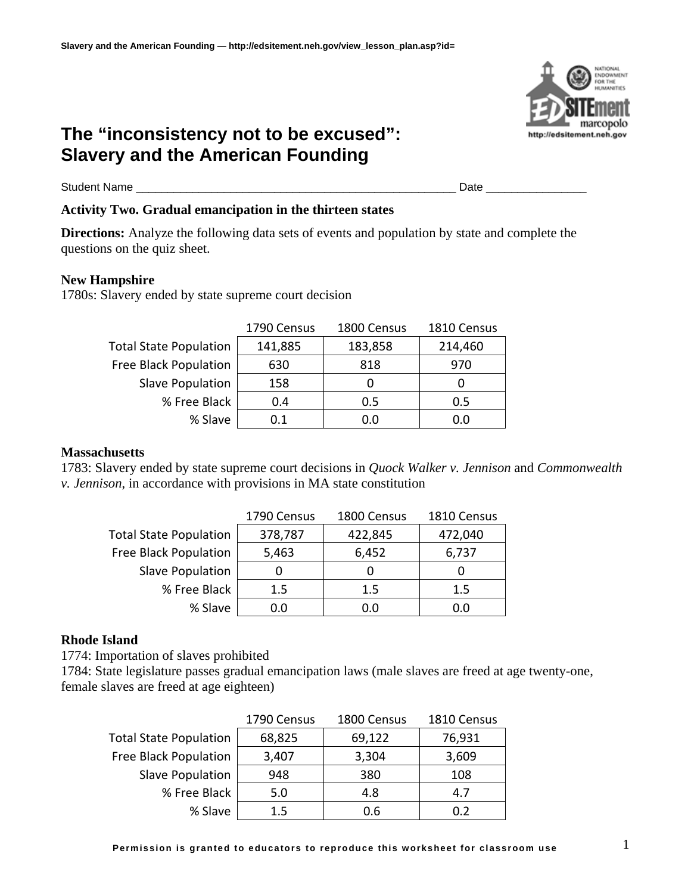# The "inconsistency not to be excused": Slavery and the American Founding

Student Name ____________________________________________________ Date ________________

**Activity Two. Gradual emancipation in the thirteen states**

**Directions:** Analyze the following data sets of events and population by state and complete the questions on the quiz sheet.

**New Hampshire**

1780s: Slavery ended by state supreme court decision

| | 1790 Census | 1800 Census | 1810 Census |
|---|---|---|---|
| Total State Population | 141,885 | 183,858 | 214,460 |
| Free Black Population | 630 | 818 | 970 |
| Slave Population | 158 | 0 | 0 |
| % Free Black | 0.4 | 0.5 | 0.5 |
| % Slave | 0.1 | 0.0 | 0.0 |

**Massachusetts**

1783: Slavery ended by state supreme court decisions in *Quock Walker v. Jennison* and *Commonwealth v. Jennison*, in accordance with provisions in MA state constitution

| | 1790 Census | 1800 Census | 1810 Census |
|---|---|---|---|
| Total State Population | 378,787 | 422,845 | 472,040 |
| Free Black Population | 5,463 | 6,452 | 6,737 |
| Slave Population | 0 | 0 | 0 |
| % Free Black | 1.5 | 1.5 | 1.5 |
| % Slave | 0.0 | 0.0 | 0.0 |

**Rhode Island**

1774: Importation of slaves prohibited

1784: State legislature passes gradual emancipation laws (male slaves are freed at age twenty-one, female slaves are freed at age eighteen)

| | 1790 Census | 1800 Census | 1810 Census |
|---|---|---|---|
| Total State Population | 68,825 | 69,122 | 76,931 |
| Free Black Population | 3,407 | 3,304 | 3,609 |
| Slave Population | 948 | 380 | 108 |
| % Free Black | 5.0 | 4.8 | 4.7 |
| % Slave | 1.5 | 0.6 | 0.2 |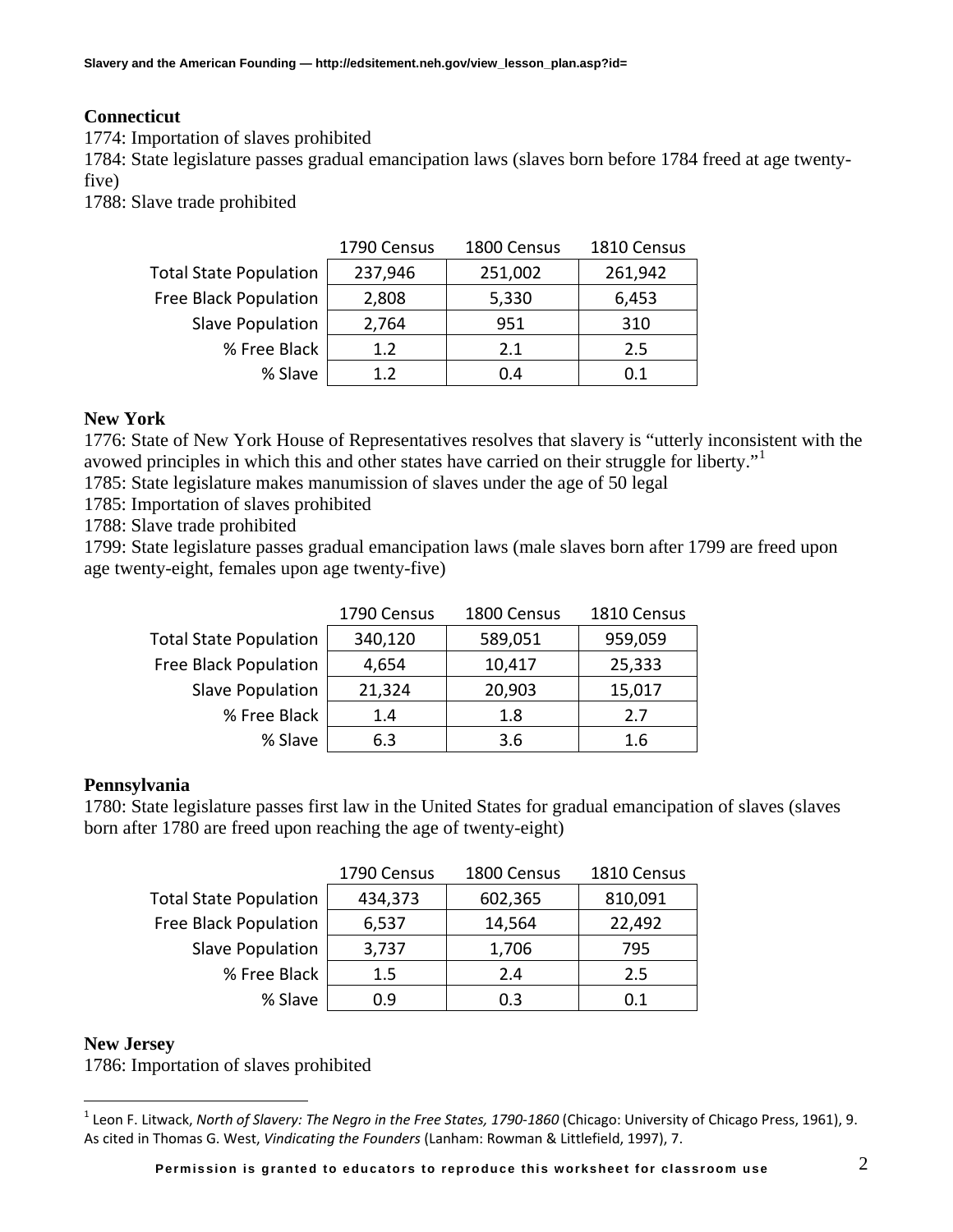**Connecticut**

1774: Importation of slaves prohibited

1784: State legislature passes gradual emancipation laws (slaves born before 1784 freed at age twenty-five)

1788: Slave trade prohibited

| | 1790 Census | 1800 Census | 1810 Census |
|---|---|---|---|
| Total State Population | 237,946 | 251,002 | 261,942 |
| Free Black Population | 2,808 | 5,330 | 6,453 |
| Slave Population | 2,764 | 951 | 310 |
| % Free Black | 1.2 | 2.1 | 2.5 |
| % Slave | 1.2 | 0.4 | 0.1 |

**New York**

1776: State of New York House of Representatives resolves that slavery is "utterly inconsistent with the avowed principles in which this and other states have carried on their struggle for liberty."[1]

1785: State legislature makes manumission of slaves under the age of 50 legal

1785: Importation of slaves prohibited

1788: Slave trade prohibited

1799: State legislature passes gradual emancipation laws (male slaves born after 1799 are freed upon age twenty-eight, females upon age twenty-five)

| | 1790 Census | 1800 Census | 1810 Census |
|---|---|---|---|
| Total State Population | 340,120 | 589,051 | 959,059 |
| Free Black Population | 4,654 | 10,417 | 25,333 |
| Slave Population | 21,324 | 20,903 | 15,017 |
| % Free Black | 1.4 | 1.8 | 2.7 |
| % Slave | 6.3 | 3.6 | 1.6 |

**Pennsylvania**

1780: State legislature passes first law in the United States for gradual emancipation of slaves (slaves born after 1780 are freed upon reaching the age of twenty-eight)

| | 1790 Census | 1800 Census | 1810 Census |
|---|---|---|---|
| Total State Population | 434,373 | 602,365 | 810,091 |
| Free Black Population | 6,537 | 14,564 | 22,492 |
| Slave Population | 3,737 | 1,706 | 795 |
| % Free Black | 1.5 | 2.4 | 2.5 |
| % Slave | 0.9 | 0.3 | 0.1 |

**New Jersey**

1786: Importation of slaves prohibited

[1] Leon F. Litwack, *North of Slavery: The Negro in the Free States, 1790-1860* (Chicago: University of Chicago Press, 1961), 9. As cited in Thomas G. West, *Vindicating the Founders* (Lanham: Rowman & Littlefield, 1997), 7.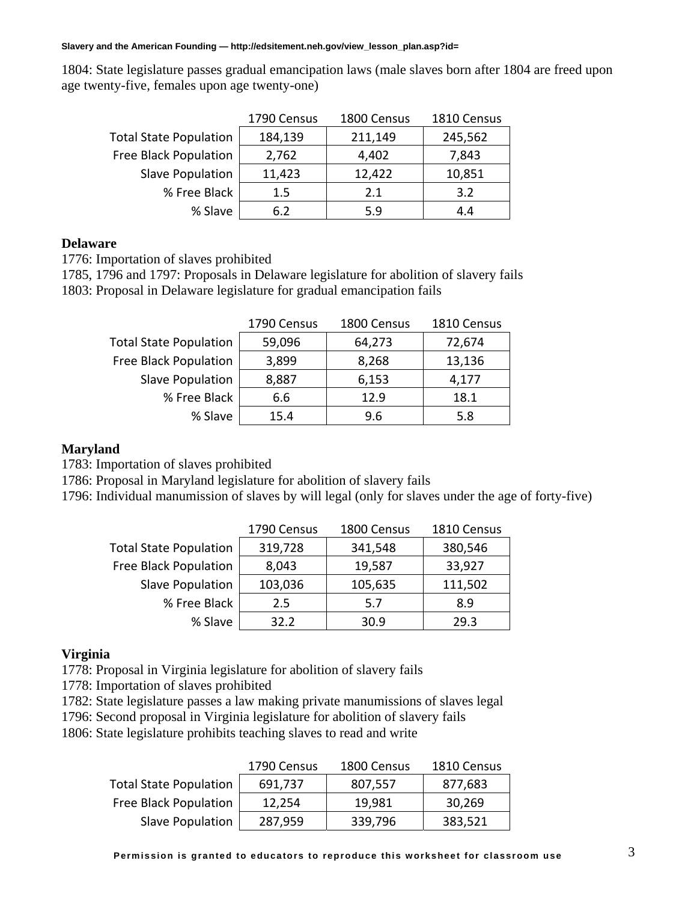1804: State legislature passes gradual emancipation laws (male slaves born after 1804 are freed upon age twenty-five, females upon age twenty-one)

| | 1790 Census | 1800 Census | 1810 Census |
|---|---|---|---|
| Total State Population | 184,139 | 211,149 | 245,562 |
| Free Black Population | 2,762 | 4,402 | 7,843 |
| Slave Population | 11,423 | 12,422 | 10,851 |
| % Free Black | 1.5 | 2.1 | 3.2 |
| % Slave | 6.2 | 5.9 | 4.4 |

**Delaware**

1776: Importation of slaves prohibited

1785, 1796 and 1797: Proposals in Delaware legislature for abolition of slavery fails

1803: Proposal in Delaware legislature for gradual emancipation fails

| | 1790 Census | 1800 Census | 1810 Census |
|---|---|---|---|
| Total State Population | 59,096 | 64,273 | 72,674 |
| Free Black Population | 3,899 | 8,268 | 13,136 |
| Slave Population | 8,887 | 6,153 | 4,177 |
| % Free Black | 6.6 | 12.9 | 18.1 |
| % Slave | 15.4 | 9.6 | 5.8 |

**Maryland**

1783: Importation of slaves prohibited

1786: Proposal in Maryland legislature for abolition of slavery fails

1796: Individual manumission of slaves by will legal (only for slaves under the age of forty-five)

| | 1790 Census | 1800 Census | 1810 Census |
|---|---|---|---|
| Total State Population | 319,728 | 341,548 | 380,546 |
| Free Black Population | 8,043 | 19,587 | 33,927 |
| Slave Population | 103,036 | 105,635 | 111,502 |
| % Free Black | 2.5 | 5.7 | 8.9 |
| % Slave | 32.2 | 30.9 | 29.3 |

**Virginia**

1778: Proposal in Virginia legislature for abolition of slavery fails

1778: Importation of slaves prohibited

1782: State legislature passes a law making private manumissions of slaves legal

1796: Second proposal in Virginia legislature for abolition of slavery fails

1806: State legislature prohibits teaching slaves to read and write

| | 1790 Census | 1800 Census | 1810 Census |
|---|---|---|---|
| Total State Population | 691,737 | 807,557 | 877,683 |
| Free Black Population | 12,254 | 19,981 | 30,269 |
| Slave Population | 287,959 | 339,796 | 383,521 |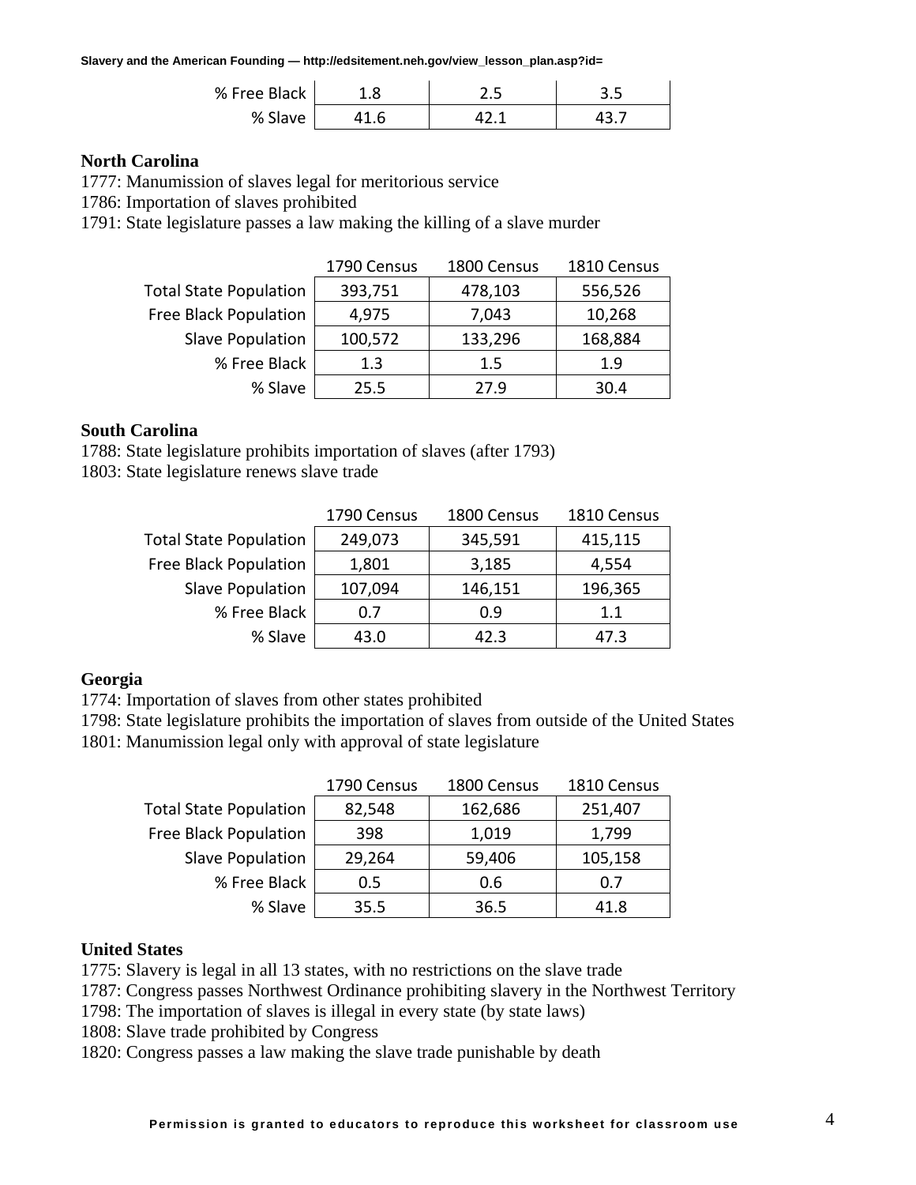| | | | |
|---|---|---|---|
| % Free Black | 1.8 | 2.5 | 3.5 |
| % Slave | 41.6 | 42.1 | 43.7 |

**North Carolina**

1777: Manumission of slaves legal for meritorious service
1786: Importation of slaves prohibited
1791: State legislature passes a law making the killing of a slave murder

| | 1790 Census | 1800 Census | 1810 Census |
|---|---|---|---|
| Total State Population | 393,751 | 478,103 | 556,526 |
| Free Black Population | 4,975 | 7,043 | 10,268 |
| Slave Population | 100,572 | 133,296 | 168,884 |
| % Free Black | 1.3 | 1.5 | 1.9 |
| % Slave | 25.5 | 27.9 | 30.4 |

**South Carolina**

1788: State legislature prohibits importation of slaves (after 1793)
1803: State legislature renews slave trade

| | 1790 Census | 1800 Census | 1810 Census |
|---|---|---|---|
| Total State Population | 249,073 | 345,591 | 415,115 |
| Free Black Population | 1,801 | 3,185 | 4,554 |
| Slave Population | 107,094 | 146,151 | 196,365 |
| % Free Black | 0.7 | 0.9 | 1.1 |
| % Slave | 43.0 | 42.3 | 47.3 |

**Georgia**

1774: Importation of slaves from other states prohibited
1798: State legislature prohibits the importation of slaves from outside of the United States
1801: Manumission legal only with approval of state legislature

| | 1790 Census | 1800 Census | 1810 Census |
|---|---|---|---|
| Total State Population | 82,548 | 162,686 | 251,407 |
| Free Black Population | 398 | 1,019 | 1,799 |
| Slave Population | 29,264 | 59,406 | 105,158 |
| % Free Black | 0.5 | 0.6 | 0.7 |
| % Slave | 35.5 | 36.5 | 41.8 |

**United States**

1775: Slavery is legal in all 13 states, with no restrictions on the slave trade
1787: Congress passes Northwest Ordinance prohibiting slavery in the Northwest Territory
1798: The importation of slaves is illegal in every state (by state laws)
1808: Slave trade prohibited by Congress
1820: Congress passes a law making the slave trade punishable by death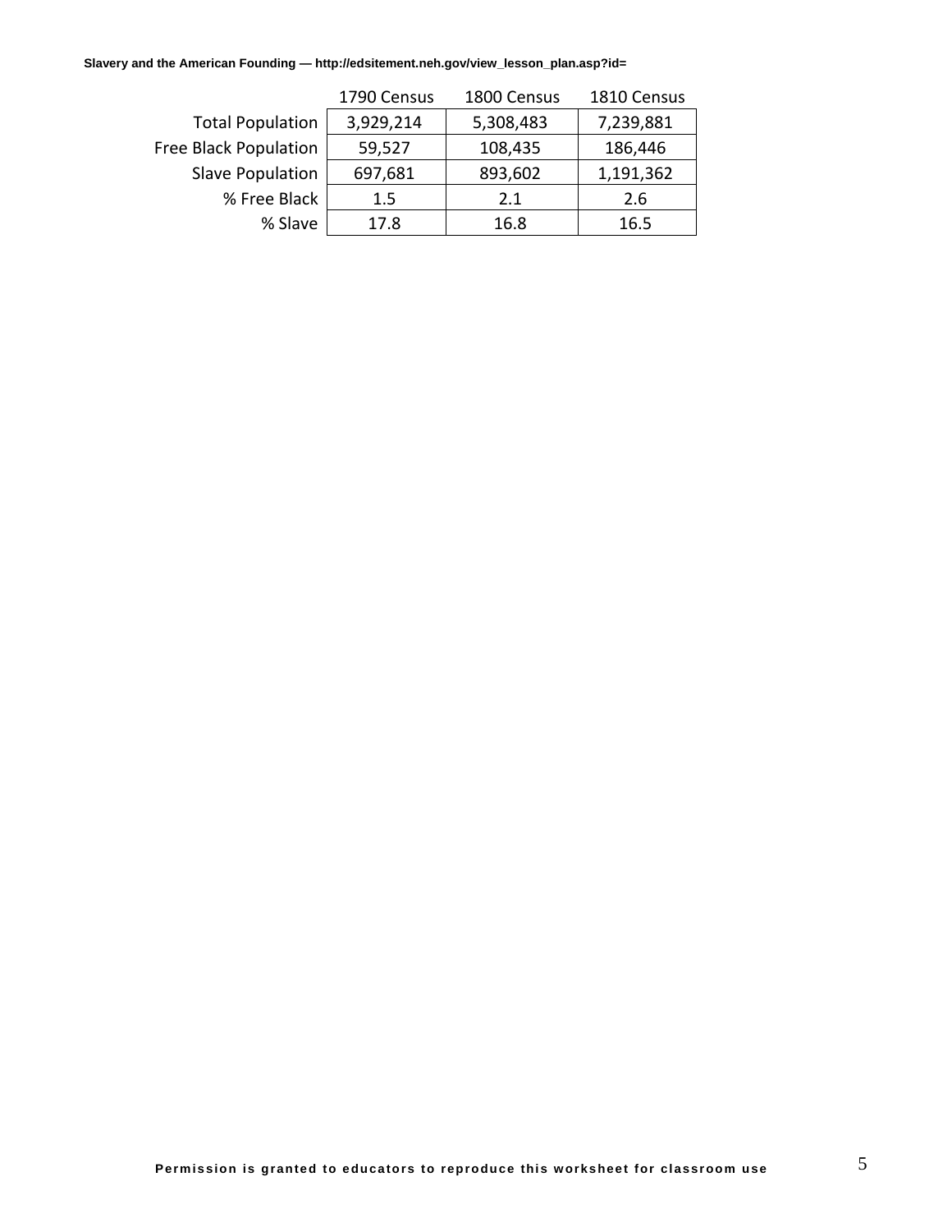| | 1790 Census | 1800 Census | 1810 Census |
|---|---|---|---|
| Total Population | 3,929,214 | 5,308,483 | 7,239,881 |
| Free Black Population | 59,527 | 108,435 | 186,446 |
| Slave Population | 697,681 | 893,602 | 1,191,362 |
| % Free Black | 1.5 | 2.1 | 2.6 |
| % Slave | 17.8 | 16.8 | 16.5 |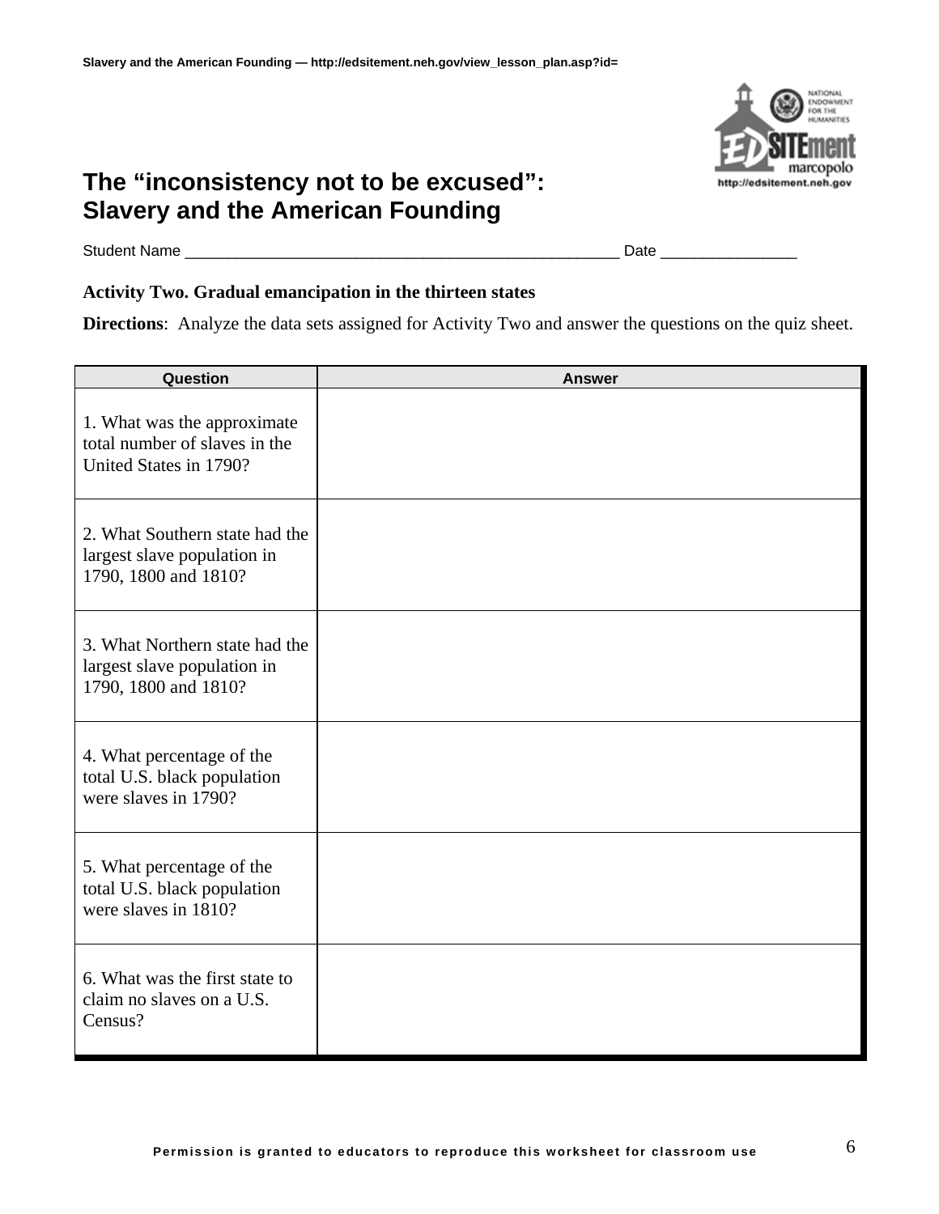# The "inconsistency not to be excused": Slavery and the American Founding

Student Name ___________________________________________________ Date ________________

**Activity Two. Gradual emancipation in the thirteen states**

**Directions**: Analyze the data sets assigned for Activity Two and answer the questions on the quiz sheet.

| Question | Answer |
|---|---|
| 1. What was the approximate total number of slaves in the United States in 1790? | |
| 2. What Southern state had the largest slave population in 1790, 1800 and 1810? | |
| 3. What Northern state had the largest slave population in 1790, 1800 and 1810? | |
| 4. What percentage of the total U.S. black population were slaves in 1790? | |
| 5. What percentage of the total U.S. black population were slaves in 1810? | |
| 6. What was the first state to claim no slaves on a U.S. Census? | |

Permission is granted to educators to reproduce this worksheet for classroom use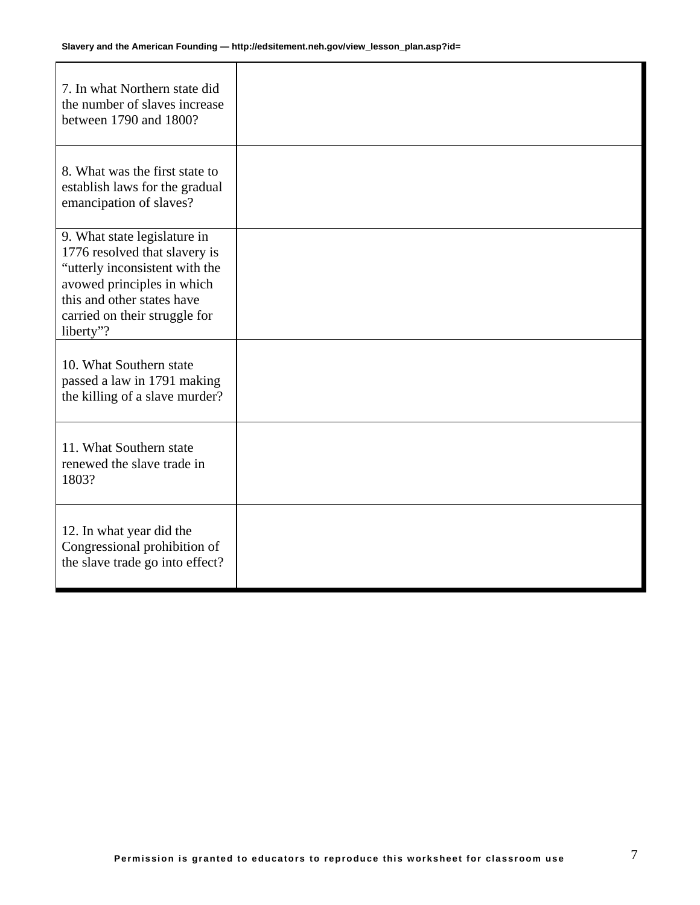| | |
|---|---|
| 7. In what Northern state did the number of slaves increase between 1790 and 1800? | |
| 8. What was the first state to establish laws for the gradual emancipation of slaves? | |
| 9. What state legislature in 1776 resolved that slavery is "utterly inconsistent with the avowed principles in which this and other states have carried on their struggle for liberty"? | |
| 10. What Southern state passed a law in 1791 making the killing of a slave murder? | |
| 11. What Southern state renewed the slave trade in 1803? | |
| 12. In what year did the Congressional prohibition of the slave trade go into effect? | |

Permission is granted to educators to reproduce this worksheet for classroom use